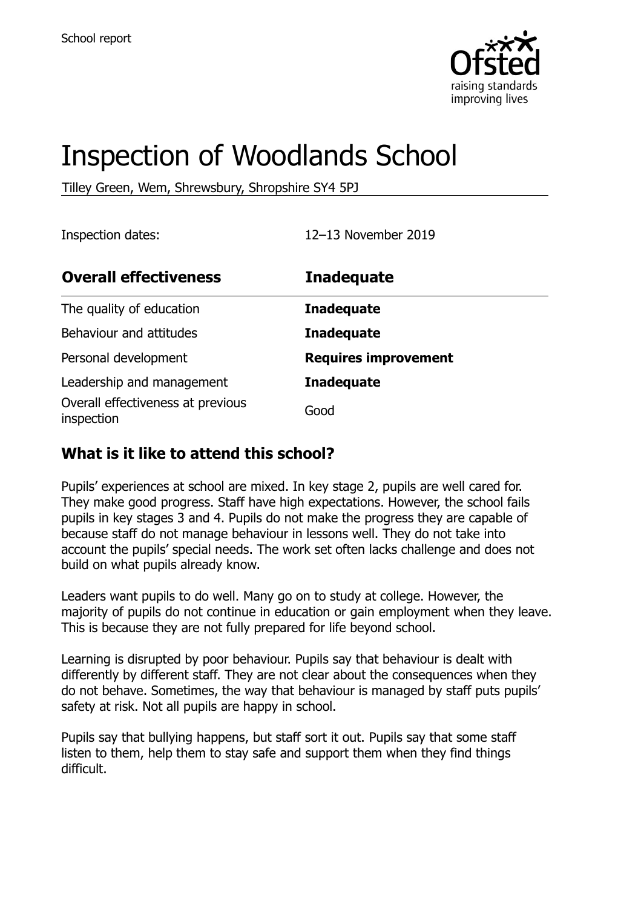School report

# Inspection of Woodlands School

Tilley Green, Wem, Shrewsbury, Shropshire SY4 5PJ

Inspection dates: 12–13 November 2019

| **Overall effectiveness** | **Inadequate** |
| --- | --- |
| The quality of education | **Inadequate** |
| Behaviour and attitudes | **Inadequate** |
| Personal development | **Requires improvement** |
| Leadership and management | **Inadequate** |
| Overall effectiveness at previous inspection | Good |

## What is it like to attend this school?

Pupils' experiences at school are mixed. In key stage 2, pupils are well cared for. They make good progress. Staff have high expectations. However, the school fails pupils in key stages 3 and 4. Pupils do not make the progress they are capable of because staff do not manage behaviour in lessons well. They do not take into account the pupils' special needs. The work set often lacks challenge and does not build on what pupils already know.

Leaders want pupils to do well. Many go on to study at college. However, the majority of pupils do not continue in education or gain employment when they leave. This is because they are not fully prepared for life beyond school.

Learning is disrupted by poor behaviour. Pupils say that behaviour is dealt with differently by different staff. They are not clear about the consequences when they do not behave. Sometimes, the way that behaviour is managed by staff puts pupils' safety at risk. Not all pupils are happy in school.

Pupils say that bullying happens, but staff sort it out. Pupils say that some staff listen to them, help them to stay safe and support them when they find things difficult.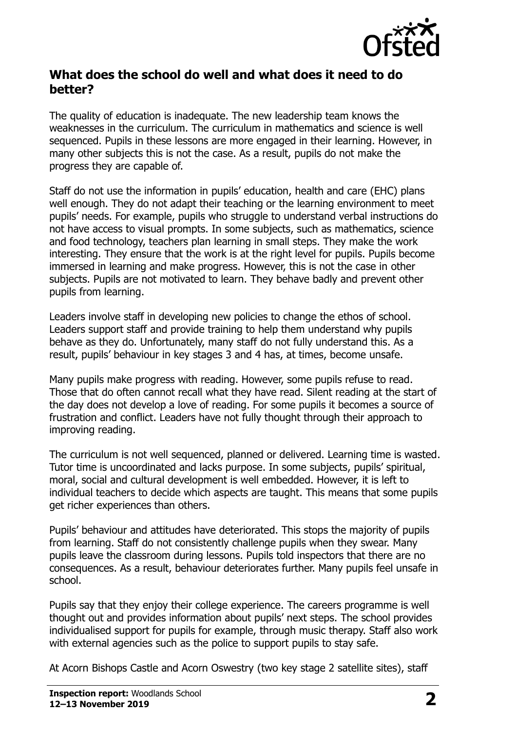## What does the school do well and what does it need to do better?

The quality of education is inadequate. The new leadership team knows the weaknesses in the curriculum. The curriculum in mathematics and science is well sequenced. Pupils in these lessons are more engaged in their learning. However, in many other subjects this is not the case. As a result, pupils do not make the progress they are capable of.

Staff do not use the information in pupils' education, health and care (EHC) plans well enough. They do not adapt their teaching or the learning environment to meet pupils' needs. For example, pupils who struggle to understand verbal instructions do not have access to visual prompts. In some subjects, such as mathematics, science and food technology, teachers plan learning in small steps. They make the work interesting. They ensure that the work is at the right level for pupils. Pupils become immersed in learning and make progress. However, this is not the case in other subjects. Pupils are not motivated to learn. They behave badly and prevent other pupils from learning.

Leaders involve staff in developing new policies to change the ethos of school. Leaders support staff and provide training to help them understand why pupils behave as they do. Unfortunately, many staff do not fully understand this. As a result, pupils' behaviour in key stages 3 and 4 has, at times, become unsafe.

Many pupils make progress with reading. However, some pupils refuse to read. Those that do often cannot recall what they have read. Silent reading at the start of the day does not develop a love of reading. For some pupils it becomes a source of frustration and conflict. Leaders have not fully thought through their approach to improving reading.

The curriculum is not well sequenced, planned or delivered. Learning time is wasted. Tutor time is uncoordinated and lacks purpose. In some subjects, pupils' spiritual, moral, social and cultural development is well embedded. However, it is left to individual teachers to decide which aspects are taught. This means that some pupils get richer experiences than others.

Pupils' behaviour and attitudes have deteriorated. This stops the majority of pupils from learning. Staff do not consistently challenge pupils when they swear. Many pupils leave the classroom during lessons. Pupils told inspectors that there are no consequences. As a result, behaviour deteriorates further. Many pupils feel unsafe in school.

Pupils say that they enjoy their college experience. The careers programme is well thought out and provides information about pupils' next steps. The school provides individualised support for pupils for example, through music therapy. Staff also work with external agencies such as the police to support pupils to stay safe.

At Acorn Bishops Castle and Acorn Oswestry (two key stage 2 satellite sites), staff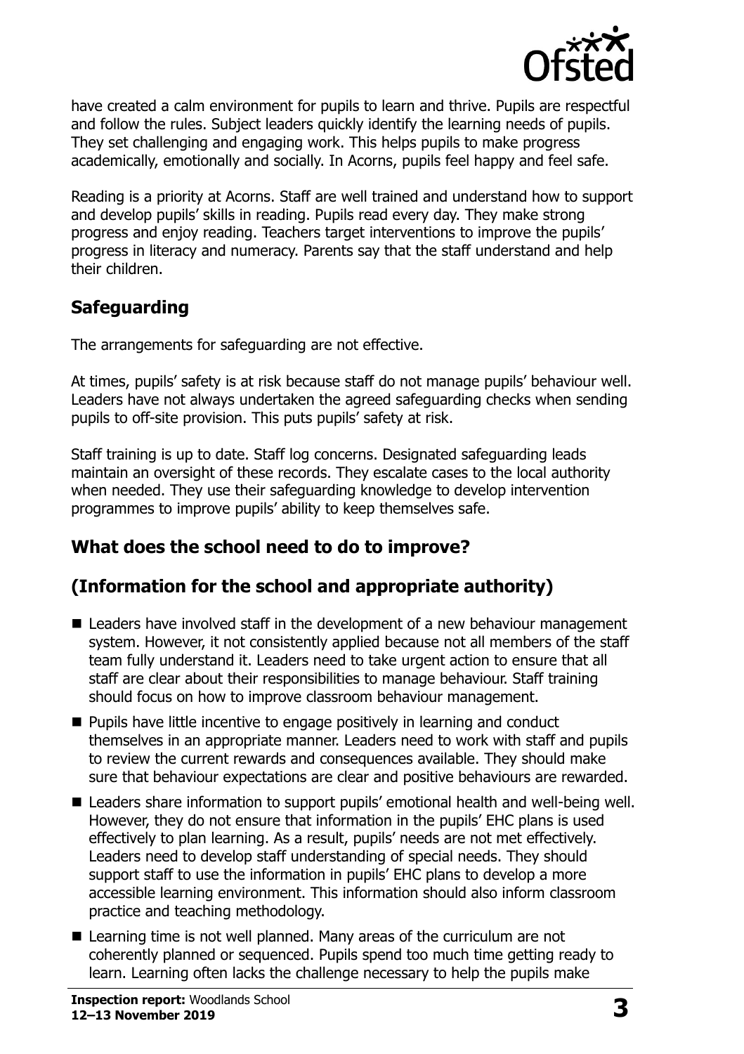have created a calm environment for pupils to learn and thrive. Pupils are respectful and follow the rules. Subject leaders quickly identify the learning needs of pupils. They set challenging and engaging work. This helps pupils to make progress academically, emotionally and socially. In Acorns, pupils feel happy and feel safe.

Reading is a priority at Acorns. Staff are well trained and understand how to support and develop pupils' skills in reading. Pupils read every day. They make strong progress and enjoy reading. Teachers target interventions to improve the pupils' progress in literacy and numeracy. Parents say that the staff understand and help their children.

## Safeguarding

The arrangements for safeguarding are not effective.

At times, pupils' safety is at risk because staff do not manage pupils' behaviour well. Leaders have not always undertaken the agreed safeguarding checks when sending pupils to off-site provision. This puts pupils' safety at risk.

Staff training is up to date. Staff log concerns. Designated safeguarding leads maintain an oversight of these records. They escalate cases to the local authority when needed. They use their safeguarding knowledge to develop intervention programmes to improve pupils' ability to keep themselves safe.

## What does the school need to do to improve?

## (Information for the school and appropriate authority)

- Leaders have involved staff in the development of a new behaviour management system. However, it not consistently applied because not all members of the staff team fully understand it. Leaders need to take urgent action to ensure that all staff are clear about their responsibilities to manage behaviour. Staff training should focus on how to improve classroom behaviour management.
- Pupils have little incentive to engage positively in learning and conduct themselves in an appropriate manner. Leaders need to work with staff and pupils to review the current rewards and consequences available. They should make sure that behaviour expectations are clear and positive behaviours are rewarded.
- Leaders share information to support pupils' emotional health and well-being well. However, they do not ensure that information in the pupils' EHC plans is used effectively to plan learning. As a result, pupils' needs are not met effectively. Leaders need to develop staff understanding of special needs. They should support staff to use the information in pupils' EHC plans to develop a more accessible learning environment. This information should also inform classroom practice and teaching methodology.
- Learning time is not well planned. Many areas of the curriculum are not coherently planned or sequenced. Pupils spend too much time getting ready to learn. Learning often lacks the challenge necessary to help the pupils make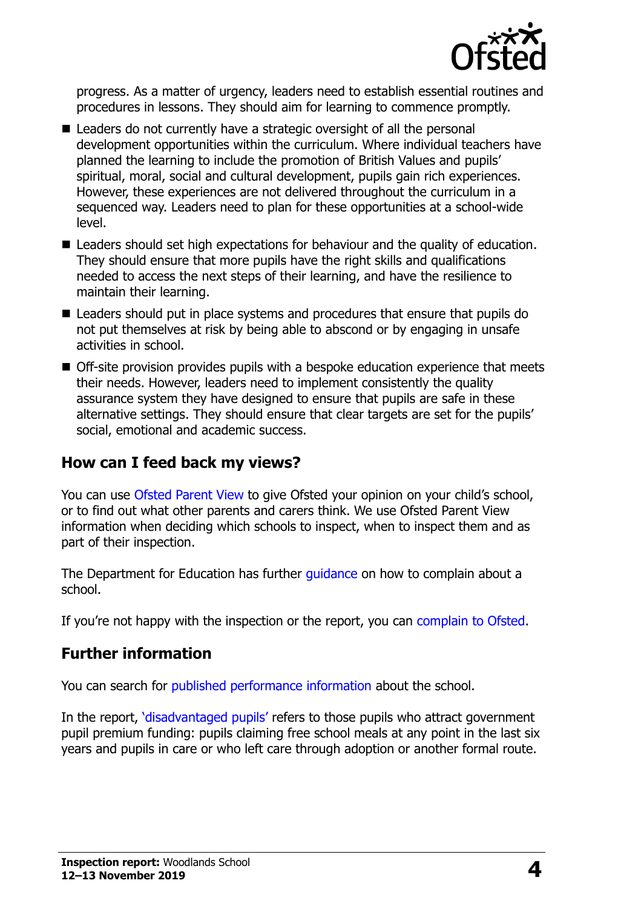progress. As a matter of urgency, leaders need to establish essential routines and procedures in lessons. They should aim for learning to commence promptly.

- Leaders do not currently have a strategic oversight of all the personal development opportunities within the curriculum. Where individual teachers have planned the learning to include the promotion of British Values and pupils' spiritual, moral, social and cultural development, pupils gain rich experiences. However, these experiences are not delivered throughout the curriculum in a sequenced way. Leaders need to plan for these opportunities at a school-wide level.
- Leaders should set high expectations for behaviour and the quality of education. They should ensure that more pupils have the right skills and qualifications needed to access the next steps of their learning, and have the resilience to maintain their learning.
- Leaders should put in place systems and procedures that ensure that pupils do not put themselves at risk by being able to abscond or by engaging in unsafe activities in school.
- Off-site provision provides pupils with a bespoke education experience that meets their needs. However, leaders need to implement consistently the quality assurance system they have designed to ensure that pupils are safe in these alternative settings. They should ensure that clear targets are set for the pupils' social, emotional and academic success.

## How can I feed back my views?

You can use Ofsted Parent View to give Ofsted your opinion on your child's school, or to find out what other parents and carers think. We use Ofsted Parent View information when deciding which schools to inspect, when to inspect them and as part of their inspection.

The Department for Education has further guidance on how to complain about a school.

If you're not happy with the inspection or the report, you can complain to Ofsted.

## Further information

You can search for published performance information about the school.

In the report, 'disadvantaged pupils' refers to those pupils who attract government pupil premium funding: pupils claiming free school meals at any point in the last six years and pupils in care or who left care through adoption or another formal route.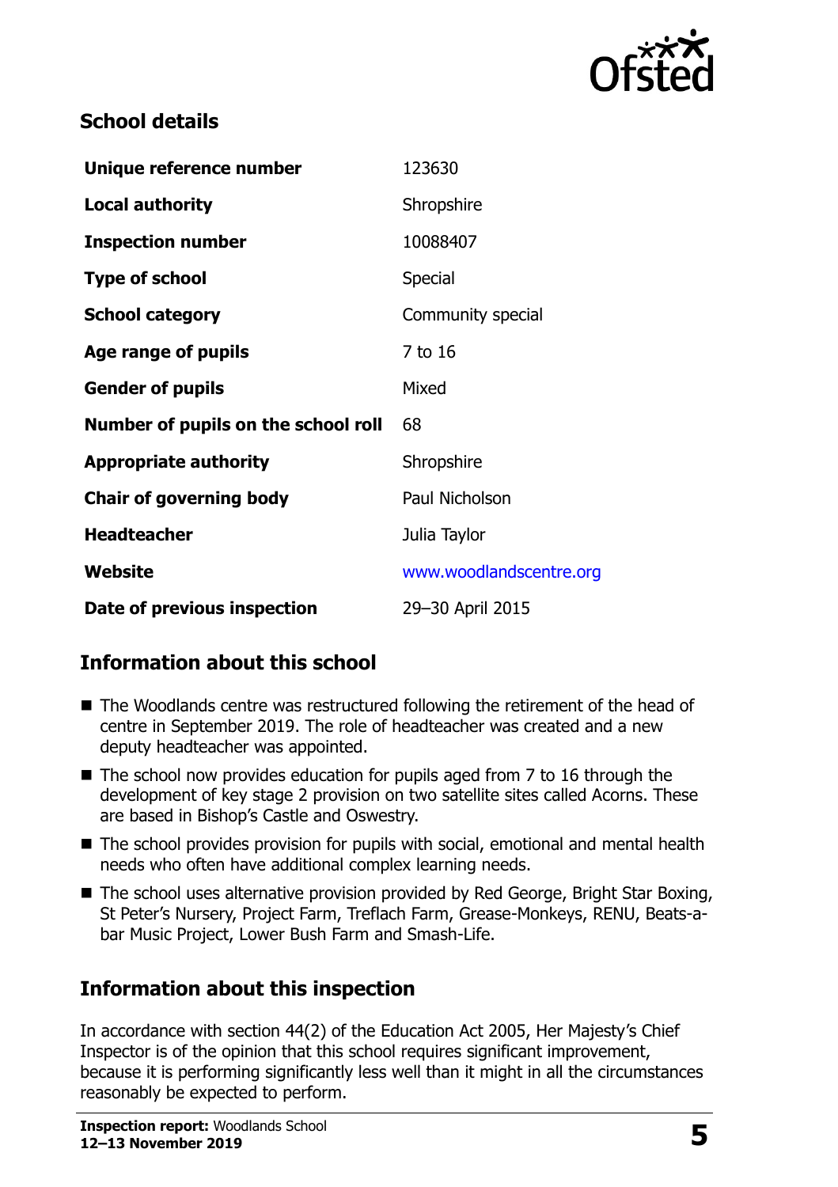## School details

| | |
|---|---|
| **Unique reference number** | 123630 |
| **Local authority** | Shropshire |
| **Inspection number** | 10088407 |
| **Type of school** | Special |
| **School category** | Community special |
| **Age range of pupils** | 7 to 16 |
| **Gender of pupils** | Mixed |
| **Number of pupils on the school roll** | 68 |
| **Appropriate authority** | Shropshire |
| **Chair of governing body** | Paul Nicholson |
| **Headteacher** | Julia Taylor |
| **Website** | www.woodlandscentre.org |
| **Date of previous inspection** | 29–30 April 2015 |

## Information about this school

- The Woodlands centre was restructured following the retirement of the head of centre in September 2019. The role of headteacher was created and a new deputy headteacher was appointed.
- The school now provides education for pupils aged from 7 to 16 through the development of key stage 2 provision on two satellite sites called Acorns. These are based in Bishop's Castle and Oswestry.
- The school provides provision for pupils with social, emotional and mental health needs who often have additional complex learning needs.
- The school uses alternative provision provided by Red George, Bright Star Boxing, St Peter's Nursery, Project Farm, Treflach Farm, Grease-Monkeys, RENU, Beats-a-bar Music Project, Lower Bush Farm and Smash-Life.

## Information about this inspection

In accordance with section 44(2) of the Education Act 2005, Her Majesty's Chief Inspector is of the opinion that this school requires significant improvement, because it is performing significantly less well than it might in all the circumstances reasonably be expected to perform.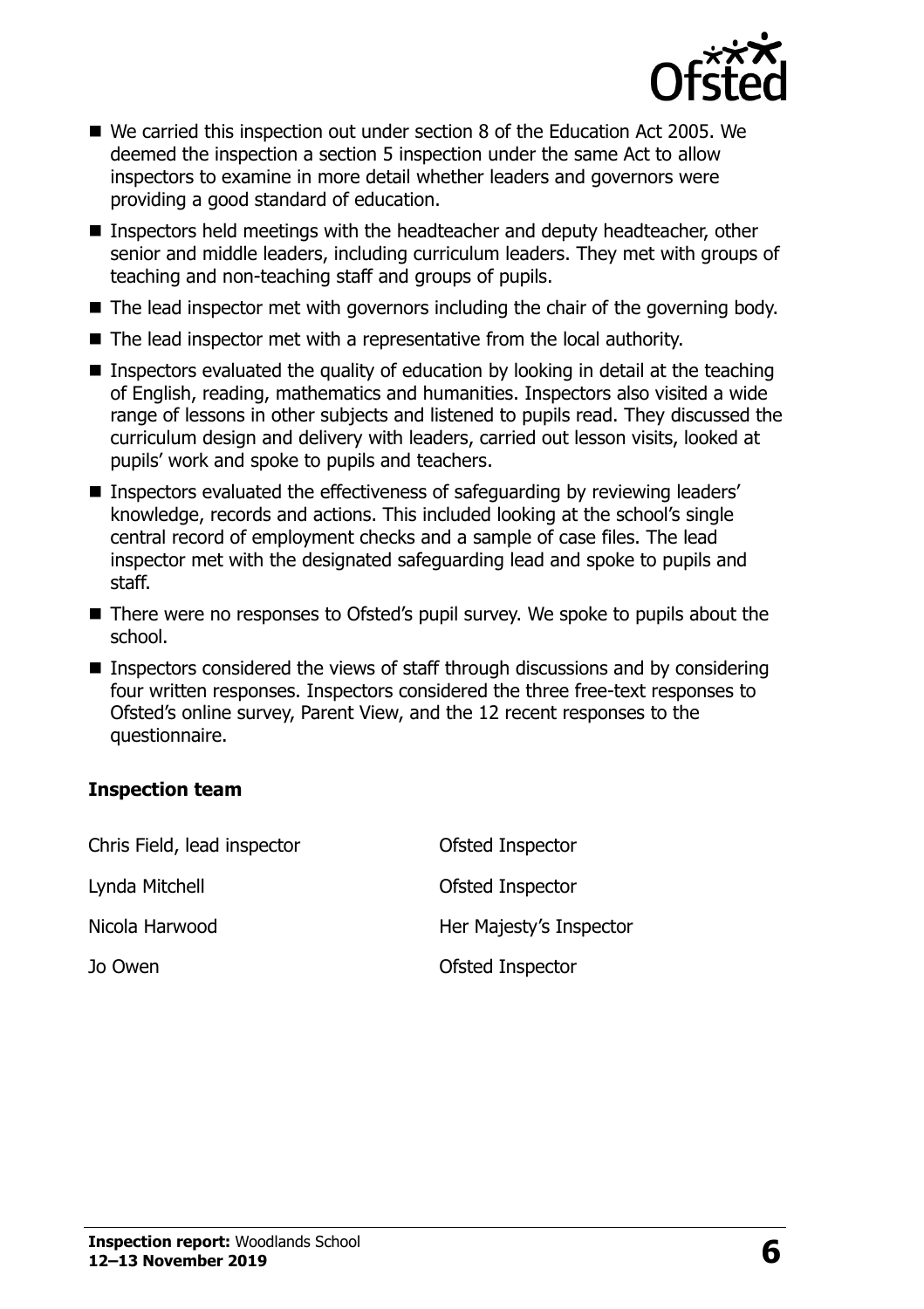- We carried this inspection out under section 8 of the Education Act 2005. We deemed the inspection a section 5 inspection under the same Act to allow inspectors to examine in more detail whether leaders and governors were providing a good standard of education.
- Inspectors held meetings with the headteacher and deputy headteacher, other senior and middle leaders, including curriculum leaders. They met with groups of teaching and non-teaching staff and groups of pupils.
- The lead inspector met with governors including the chair of the governing body.
- The lead inspector met with a representative from the local authority.
- Inspectors evaluated the quality of education by looking in detail at the teaching of English, reading, mathematics and humanities. Inspectors also visited a wide range of lessons in other subjects and listened to pupils read. They discussed the curriculum design and delivery with leaders, carried out lesson visits, looked at pupils' work and spoke to pupils and teachers.
- Inspectors evaluated the effectiveness of safeguarding by reviewing leaders' knowledge, records and actions. This included looking at the school's single central record of employment checks and a sample of case files. The lead inspector met with the designated safeguarding lead and spoke to pupils and staff.
- There were no responses to Ofsted's pupil survey. We spoke to pupils about the school.
- Inspectors considered the views of staff through discussions and by considering four written responses. Inspectors considered the three free-text responses to Ofsted's online survey, Parent View, and the 12 recent responses to the questionnaire.

**Inspection team**

| | |
|---|---|
| Chris Field, lead inspector | Ofsted Inspector |
| Lynda Mitchell | Ofsted Inspector |
| Nicola Harwood | Her Majesty's Inspector |
| Jo Owen | Ofsted Inspector |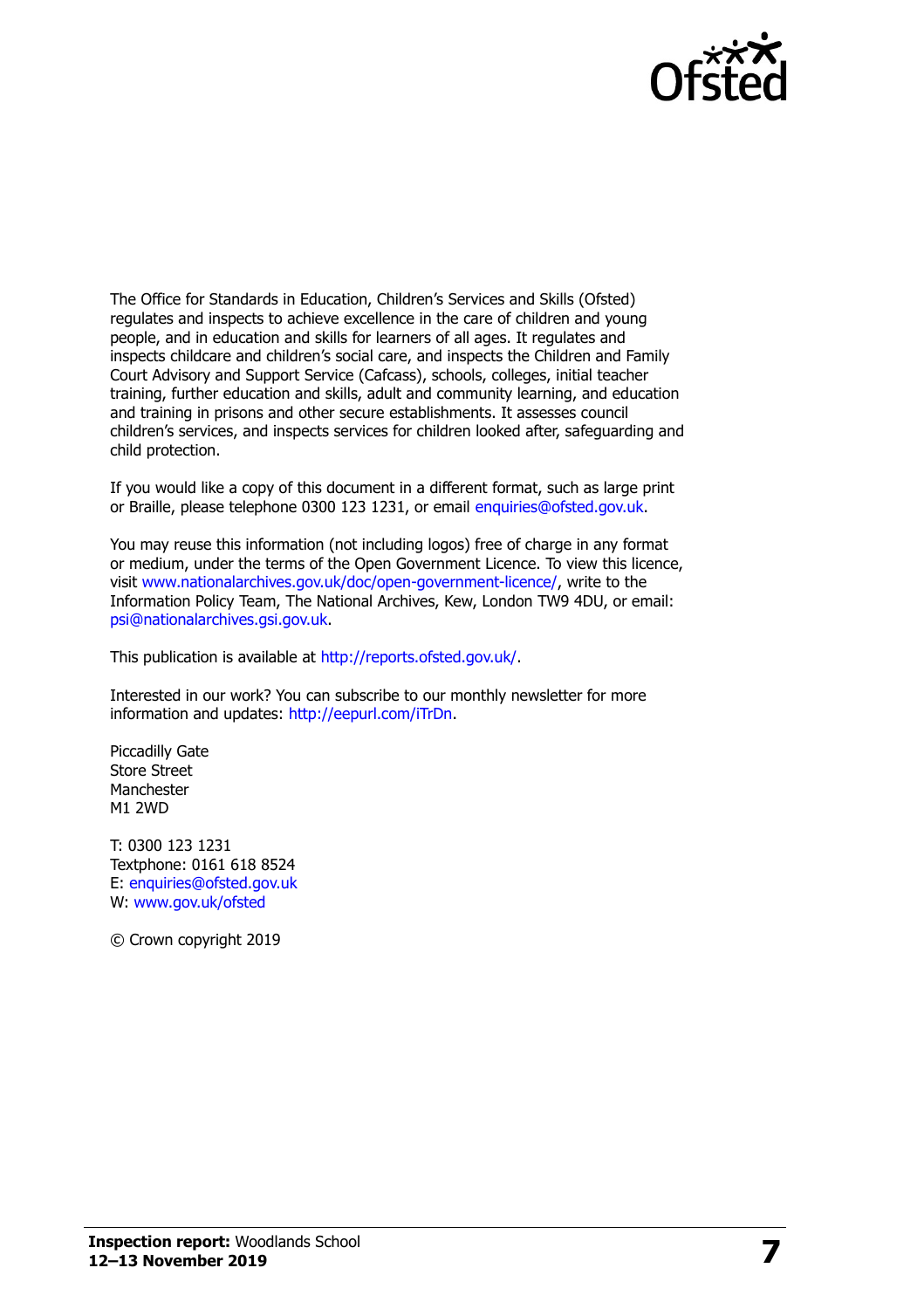The Office for Standards in Education, Children's Services and Skills (Ofsted) regulates and inspects to achieve excellence in the care of children and young people, and in education and skills for learners of all ages. It regulates and inspects childcare and children's social care, and inspects the Children and Family Court Advisory and Support Service (Cafcass), schools, colleges, initial teacher training, further education and skills, adult and community learning, and education and training in prisons and other secure establishments. It assesses council children's services, and inspects services for children looked after, safeguarding and child protection.

If you would like a copy of this document in a different format, such as large print or Braille, please telephone 0300 123 1231, or email enquiries@ofsted.gov.uk.

You may reuse this information (not including logos) free of charge in any format or medium, under the terms of the Open Government Licence. To view this licence, visit www.nationalarchives.gov.uk/doc/open-government-licence/, write to the Information Policy Team, The National Archives, Kew, London TW9 4DU, or email: psi@nationalarchives.gsi.gov.uk.

This publication is available at http://reports.ofsted.gov.uk/.

Interested in our work? You can subscribe to our monthly newsletter for more information and updates: http://eepurl.com/iTrDn.

Piccadilly Gate
Store Street
Manchester
M1 2WD

T: 0300 123 1231
Textphone: 0161 618 8524
E: enquiries@ofsted.gov.uk
W: www.gov.uk/ofsted

© Crown copyright 2019